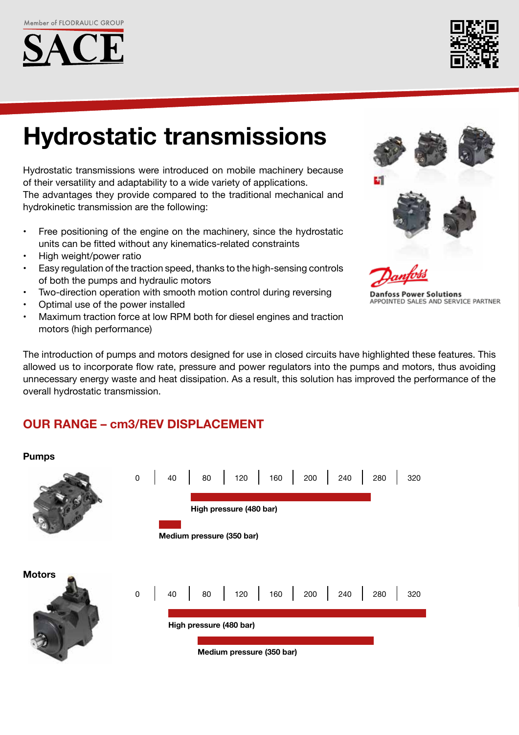Member of FLODRAULIC GROUP

SACE

# Hydrostatic transmissions

Hydrostatic transmissions were introduced on mobile machinery because of their versatility and adaptability to a wide variety of applications.
The advantages they provide compared to the traditional mechanical and hydrokinetic transmission are the following:

- Free positioning of the engine on the machinery, since the hydrostatic units can be fitted without any kinematics-related constraints
- High weight/power ratio
- Easy regulation of the traction speed, thanks to the high-sensing controls of both the pumps and hydraulic motors
- Two-direction operation with smooth motion control during reversing
- Optimal use of the power installed
- Maximum traction force at low RPM both for diesel engines and traction motors (high performance)

Danfoss Power Solutions
APPOINTED SALES AND SERVICE PARTNER

The introduction of pumps and motors designed for use in closed circuits have highlighted these features. This allowed us to incorporate flow rate, pressure and power regulators into the pumps and motors, thus avoiding unnecessary energy waste and heat dissipation. As a result, this solution has improved the performance of the overall hydrostatic transmission.

## OUR RANGE – cm3/REV DISPLACEMENT

### Pumps

0 | 40 | 80 | 120 | 160 | 200 | 240 | 280 | 320

**High pressure (480 bar)**

**Medium pressure (350 bar)**

### Motors

0 | 40 | 80 | 120 | 160 | 200 | 240 | 280 | 320

**High pressure (480 bar)**

**Medium pressure (350 bar)**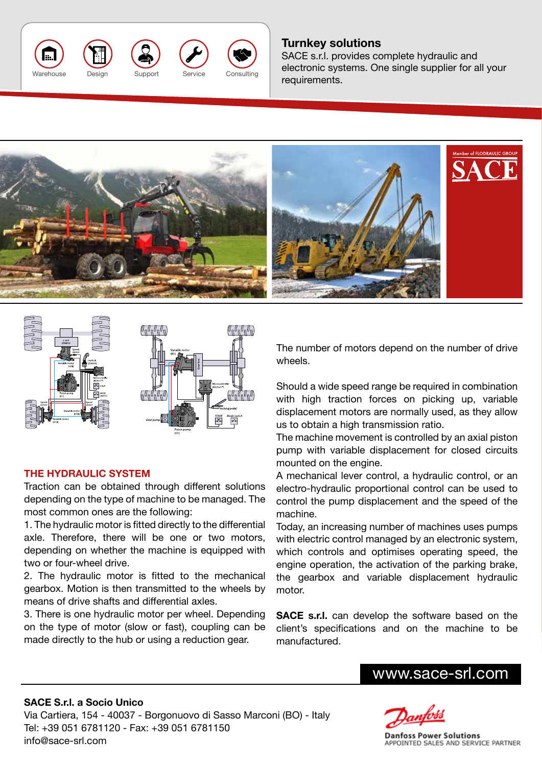Warehouse Design Support Service Consulting

## Turnkey solutions

SACE s.r.l. provides complete hydraulic and electronic systems. One single supplier for all your requirements.

Member of FLODRAULIC GROUP

SACE

## THE HYDRAULIC SYSTEM

Traction can be obtained through different solutions depending on the type of machine to be managed. The most common ones are the following:

1. The hydraulic motor is fitted directly to the differential axle. Therefore, there will be one or two motors, depending on whether the machine is equipped with two or four-wheel drive.
2. The hydraulic motor is fitted to the mechanical gearbox. Motion is then transmitted to the wheels by means of drive shafts and differential axles.
3. There is one hydraulic motor per wheel. Depending on the type of motor (slow or fast), coupling can be made directly to the hub or using a reduction gear.

The number of motors depend on the number of drive wheels.

Should a wide speed range be required in combination with high traction forces on picking up, variable displacement motors are normally used, as they allow us to obtain a high transmission ratio.

The machine movement is controlled by an axial piston pump with variable displacement for closed circuits mounted on the engine.

A mechanical lever control, a hydraulic control, or an electro-hydraulic proportional control can be used to control the pump displacement and the speed of the machine.

Today, an increasing number of machines uses pumps with electric control managed by an electronic system, which controls and optimises operating speed, the engine operation, the activation of the parking brake, the gearbox and variable displacement hydraulic motor.

**SACE s.r.l.** can develop the software based on the client's specifications and on the machine to be manufactured.

www.sace-srl.com

**SACE S.r.l. a Socio Unico**
Via Cartiera, 154 - 40037 - Borgonuovo di Sasso Marconi (BO) - Italy
Tel: +39 051 6781120 - Fax: +39 051 6781150
info@sace-srl.com

Danfoss
Danfoss Power Solutions
APPOINTED SALES AND SERVICE PARTNER